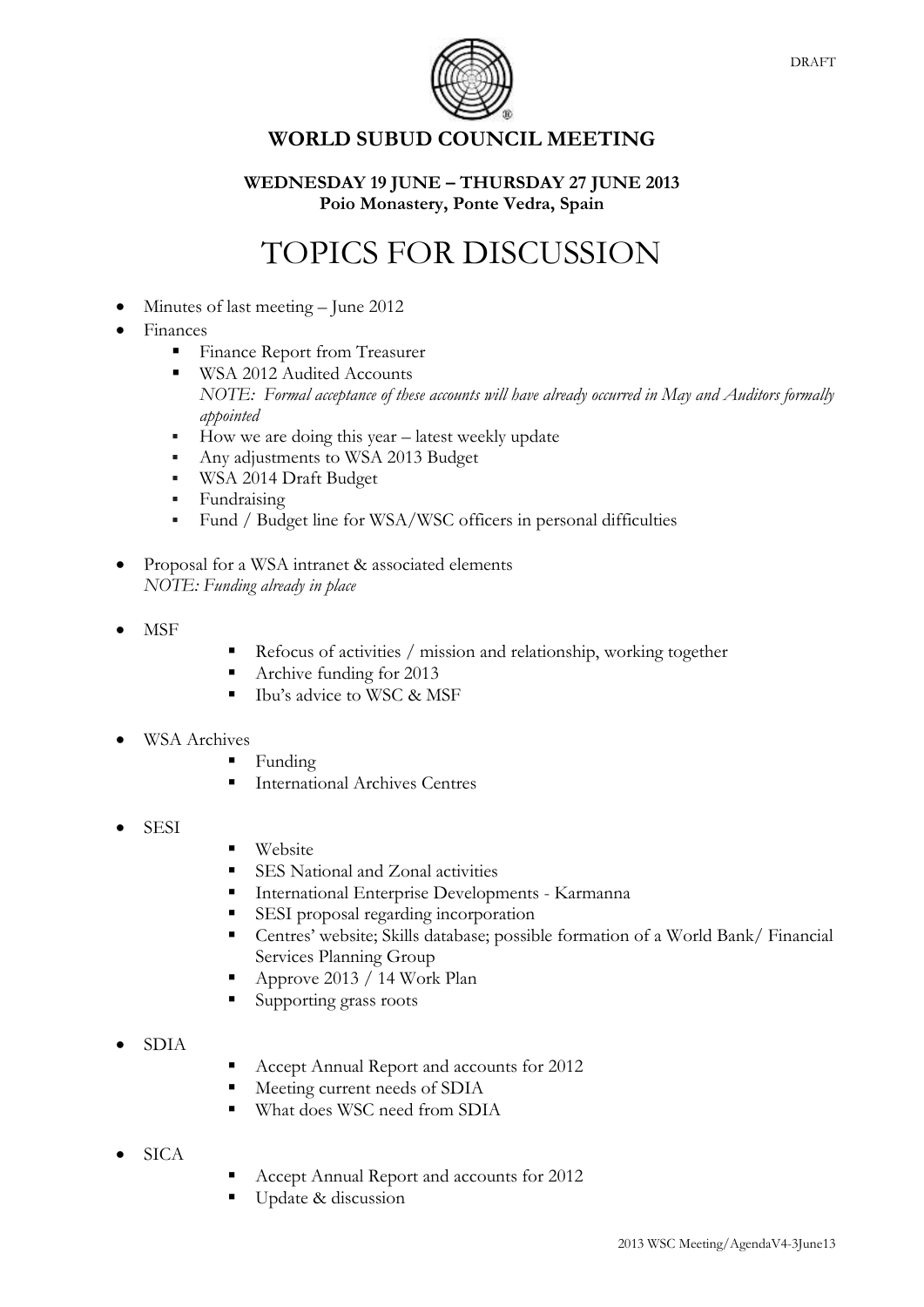DRAFT

# WORLD SUBUD COUNCIL MEETING

**WEDNESDAY 19 JUNE – THURSDAY 27 JUNE 2013**
**Poio Monastery, Ponte Vedra, Spain**

# TOPICS FOR DISCUSSION

- Minutes of last meeting – June 2012
- Finances
  - Finance Report from Treasurer
  - WSA 2012 Audited Accounts
    *NOTE: Formal acceptance of these accounts will have already occurred in May and Auditors formally appointed*
  - How we are doing this year – latest weekly update
  - Any adjustments to WSA 2013 Budget
  - WSA 2014 Draft Budget
  - Fundraising
  - Fund / Budget line for WSA/WSC officers in personal difficulties

- Proposal for a WSA intranet & associated elements
  *NOTE: Funding already in place*

- MSF
  - Refocus of activities / mission and relationship, working together
  - Archive funding for 2013
  - Ibu's advice to WSC & MSF

- WSA Archives
  - Funding
  - International Archives Centres

- SESI
  - Website
  - SES National and Zonal activities
  - International Enterprise Developments - Karmanna
  - SESI proposal regarding incorporation
  - Centres' website; Skills database; possible formation of a World Bank/ Financial Services Planning Group
  - Approve 2013 / 14 Work Plan
  - Supporting grass roots

- SDIA
  - Accept Annual Report and accounts for 2012
  - Meeting current needs of SDIA
  - What does WSC need from SDIA

- SICA
  - Accept Annual Report and accounts for 2012
  - Update & discussion

2013 WSC Meeting/AgendaV4-3June13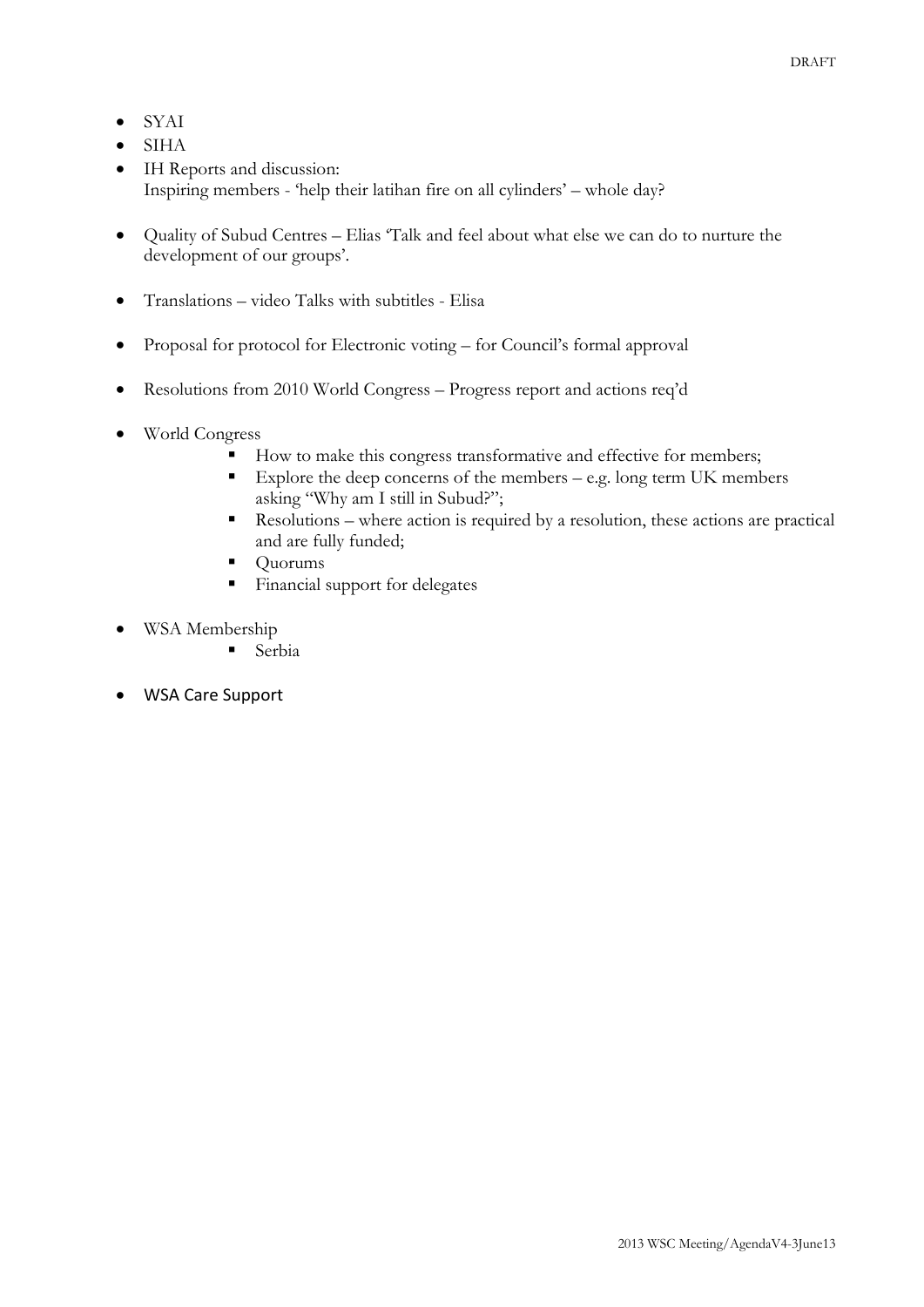- SYAI
- SIHA
- IH Reports and discussion:
  Inspiring members - 'help their latihan fire on all cylinders' – whole day?

- Quality of Subud Centres – Elias 'Talk and feel about what else we can do to nurture the development of our groups'.

- Translations – video Talks with subtitles - Elisa

- Proposal for protocol for Electronic voting – for Council's formal approval

- Resolutions from 2010 World Congress – Progress report and actions req'd

- World Congress
  - How to make this congress transformative and effective for members;
  - Explore the deep concerns of the members – e.g. long term UK members asking "Why am I still in Subud?";
  - Resolutions – where action is required by a resolution, these actions are practical and are fully funded;
  - Quorums
  - Financial support for delegates

- WSA Membership
  - Serbia

- WSA Care Support